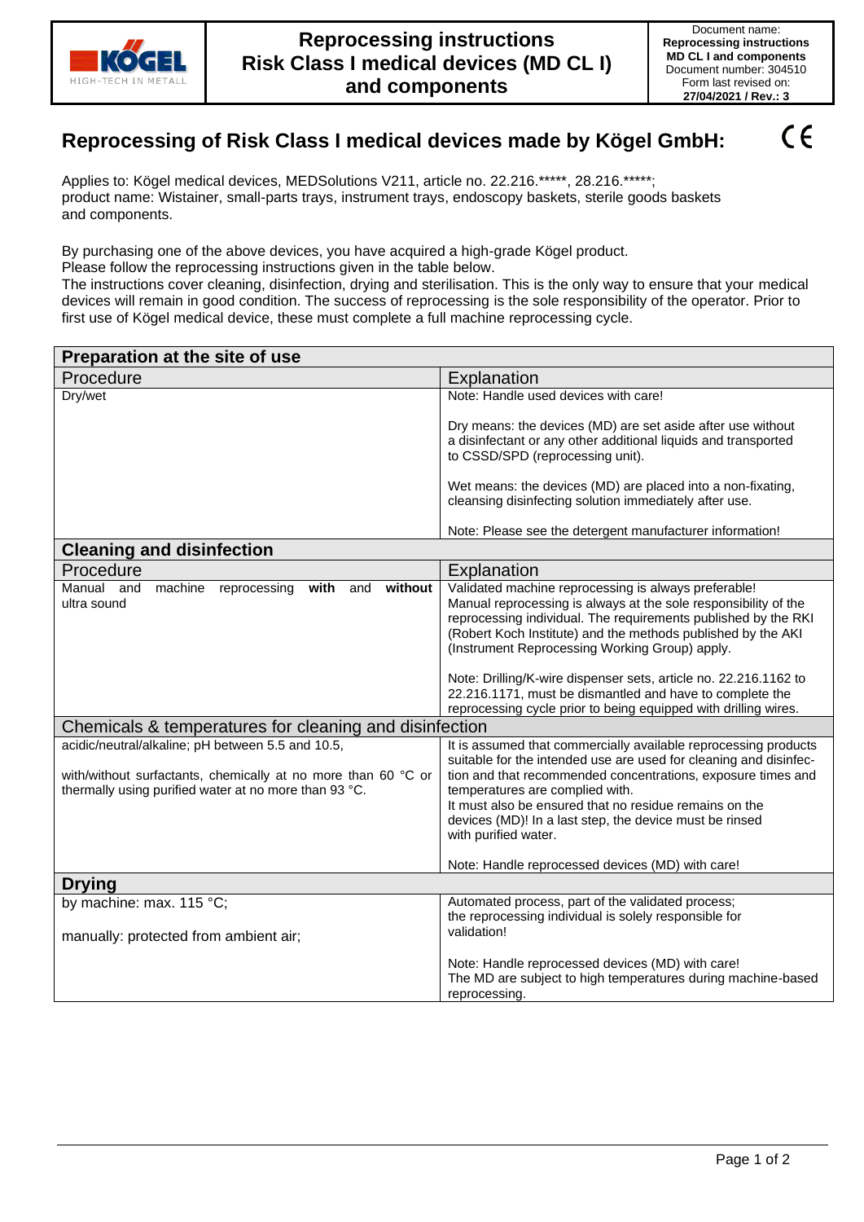| KÖGEL HIGH-TECH IN METALL | Reprocessing instructions Risk Class I medical devices (MD CL I) and components | Document name: **Reprocessing instructions MD CL I and components** Document number: 304510 Form last revised on: **27/04/2021 / Rev.: 3** |
|---|---|---|

## Reprocessing of Risk Class I medical devices made by Kögel GmbH: CE

Applies to: Kögel medical devices, MEDSolutions V211, article no. 22.216.*****, 28.216.*****;
product name: Wistainer, small-parts trays, instrument trays, endoscopy baskets, sterile goods baskets and components.

By purchasing one of the above devices, you have acquired a high-grade Kögel product.
Please follow the reprocessing instructions given in the table below.
The instructions cover cleaning, disinfection, drying and sterilisation. This is the only way to ensure that your medical devices will remain in good condition. The success of reprocessing is the sole responsibility of the operator. Prior to first use of Kögel medical device, these must complete a full machine reprocessing cycle.

| **Preparation at the site of use** | |
|---|---|
| Procedure | Explanation |
| Dry/wet | Note: Handle used devices with care!<br><br>Dry means: the devices (MD) are set aside after use without a disinfectant or any other additional liquids and transported to CSSD/SPD (reprocessing unit).<br><br>Wet means: the devices (MD) are placed into a non-fixating, cleansing disinfecting solution immediately after use.<br><br>Note: Please see the detergent manufacturer information! |
| **Cleaning and disinfection** | |
| Procedure | Explanation |
| Manual and machine reprocessing **with** and **without** ultra sound | Validated machine reprocessing is always preferable!<br>Manual reprocessing is always at the sole responsibility of the reprocessing individual. The requirements published by the RKI (Robert Koch Institute) and the methods published by the AKI (Instrument Reprocessing Working Group) apply.<br><br>Note: Drilling/K-wire dispenser sets, article no. 22.216.1162 to 22.216.1171, must be dismantled and have to complete the reprocessing cycle prior to being equipped with drilling wires. |
| Chemicals & temperatures for cleaning and disinfection | |
| acidic/neutral/alkaline; pH between 5.5 and 10.5,<br><br>with/without surfactants, chemically at no more than 60 °C or thermally using purified water at no more than 93 °C. | It is assumed that commercially available reprocessing products suitable for the intended use are used for cleaning and disinfection and that recommended concentrations, exposure times and temperatures are complied with.<br>It must also be ensured that no residue remains on the devices (MD)! In a last step, the device must be rinsed with purified water.<br><br>Note: Handle reprocessed devices (MD) with care! |
| **Drying** | |
| by machine: max. 115 °C;<br><br>manually: protected from ambient air; | Automated process, part of the validated process; the reprocessing individual is solely responsible for validation!<br><br>Note: Handle reprocessed devices (MD) with care!<br>The MD are subject to high temperatures during machine-based reprocessing. |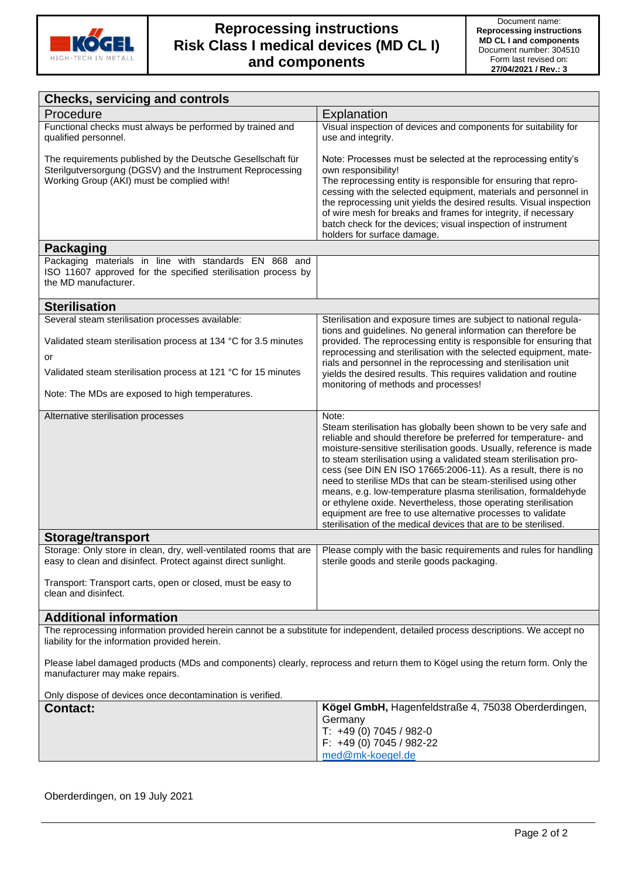## Checks, servicing and controls

| Procedure | Explanation |
|---|---|
| Functional checks must always be performed by trained and qualified personnel.<br><br>The requirements published by the Deutsche Gesellschaft für Sterilgutversorgung (DGSV) and the Instrument Reprocessing Working Group (AKI) must be complied with! | Visual inspection of devices and components for suitability for use and integrity.<br><br>Note: Processes must be selected at the reprocessing entity's own responsibility!<br>The reprocessing entity is responsible for ensuring that reprocessing with the selected equipment, materials and personnel in the reprocessing unit yields the desired results. Visual inspection of wire mesh for breaks and frames for integrity, if necessary batch check for the devices; visual inspection of instrument holders for surface damage. |

## Packaging

| | |
|---|---|
| Packaging materials in line with standards EN 868 and ISO 11607 approved for the specified sterilisation process by the MD manufacturer. | |

## Sterilisation

| | |
|---|---|
| Several steam sterilisation processes available:<br><br>Validated steam sterilisation process at 134 °C for 3.5 minutes<br><br>or<br><br>Validated steam sterilisation process at 121 °C for 15 minutes<br><br>Note: The MDs are exposed to high temperatures. | Sterilisation and exposure times are subject to national regulations and guidelines. No general information can therefore be provided. The reprocessing entity is responsible for ensuring that reprocessing and sterilisation with the selected equipment, materials and personnel in the reprocessing and sterilisation unit yields the desired results. This requires validation and routine monitoring of methods and processes! |
| Alternative sterilisation processes | Note:<br>Steam sterilisation has globally been shown to be very safe and reliable and should therefore be preferred for temperature- and moisture-sensitive sterilisation goods. Usually, reference is made to steam sterilisation using a validated steam sterilisation process (see DIN EN ISO 17665:2006-11). As a result, there is no need to sterilise MDs that can be steam-sterilised using other means, e.g. low-temperature plasma sterilisation, formaldehyde or ethylene oxide. Nevertheless, those operating sterilisation equipment are free to use alternative processes to validate sterilisation of the medical devices that are to be sterilised. |

## Storage/transport

| | |
|---|---|
| Storage: Only store in clean, dry, well-ventilated rooms that are easy to clean and disinfect. Protect against direct sunlight.<br><br>Transport: Transport carts, open or closed, must be easy to clean and disinfect. | Please comply with the basic requirements and rules for handling sterile goods and sterile goods packaging. |

## Additional information

The reprocessing information provided herein cannot be a substitute for independent, detailed process descriptions. We accept no liability for the information provided herein.

Please label damaged products (MDs and components) clearly, reprocess and return them to Kögel using the return form. Only the manufacturer may make repairs.

Only dispose of devices once decontamination is verified.

| | |
|---|---|
| **Contact:** | **Kögel GmbH,** Hagenfeldstraße 4, 75038 Oberderdingen, Germany<br>T: +49 (0) 7045 / 982-0<br>F: +49 (0) 7045 / 982-22<br>med@mk-koegel.de |

Oberderdingen, on 19 July 2021